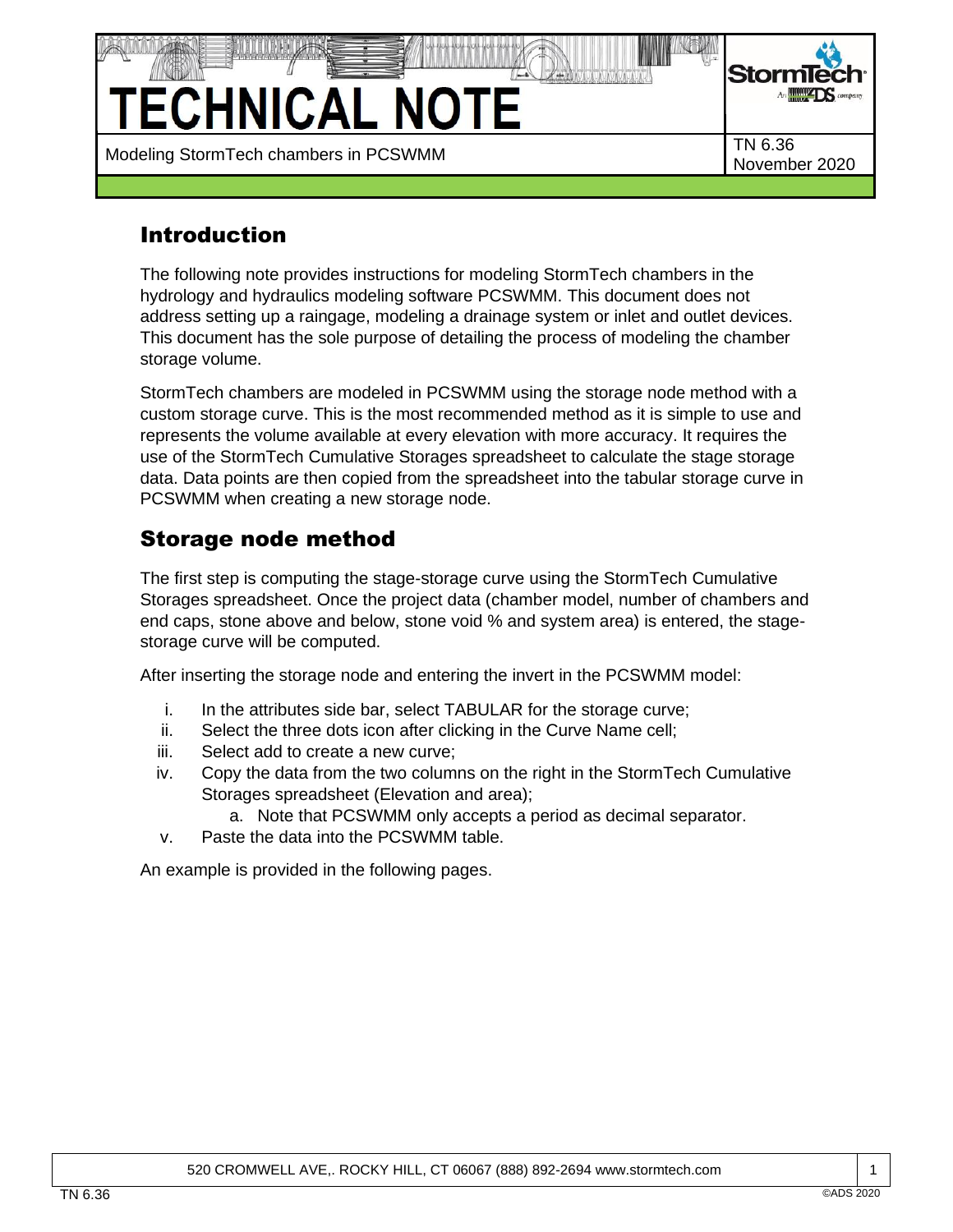# TECHNICAL NOTE

Modeling StormTech chambers in PCSWMM

TN 6.36
November 2020

## Introduction

The following note provides instructions for modeling StormTech chambers in the hydrology and hydraulics modeling software PCSWMM. This document does not address setting up a raingage, modeling a drainage system or inlet and outlet devices. This document has the sole purpose of detailing the process of modeling the chamber storage volume.

StormTech chambers are modeled in PCSWMM using the storage node method with a custom storage curve. This is the most recommended method as it is simple to use and represents the volume available at every elevation with more accuracy. It requires the use of the StormTech Cumulative Storages spreadsheet to calculate the stage storage data. Data points are then copied from the spreadsheet into the tabular storage curve in PCSWMM when creating a new storage node.

## Storage node method

The first step is computing the stage-storage curve using the StormTech Cumulative Storages spreadsheet. Once the project data (chamber model, number of chambers and end caps, stone above and below, stone void % and system area) is entered, the stage-storage curve will be computed.

After inserting the storage node and entering the invert in the PCSWMM model:

i. In the attributes side bar, select TABULAR for the storage curve;
ii. Select the three dots icon after clicking in the Curve Name cell;
iii. Select add to create a new curve;
iv. Copy the data from the two columns on the right in the StormTech Cumulative Storages spreadsheet (Elevation and area);
    a. Note that PCSWMM only accepts a period as decimal separator.
v. Paste the data into the PCSWMM table.

An example is provided in the following pages.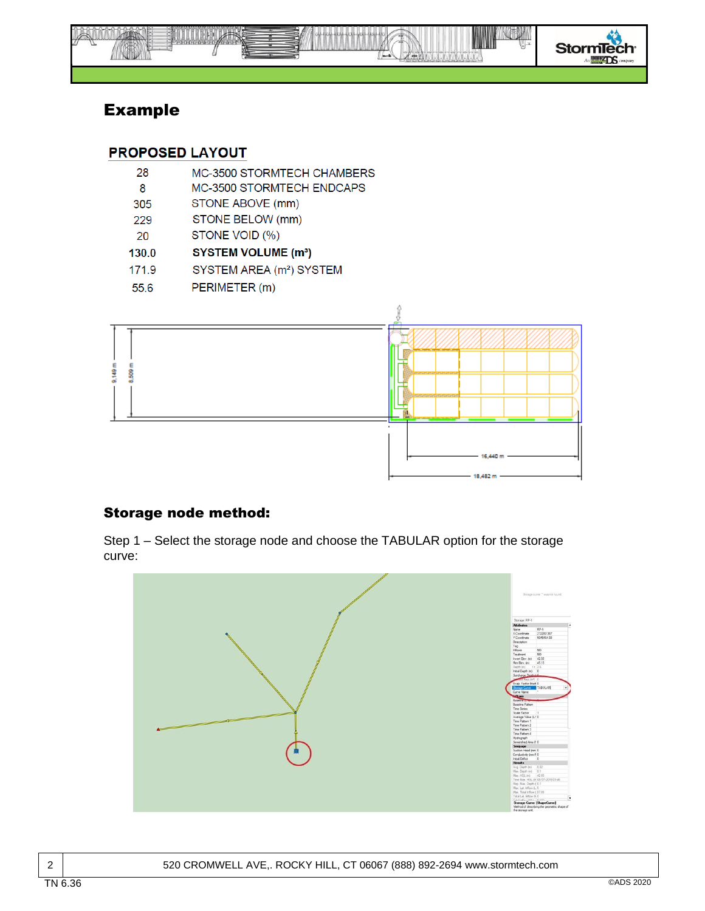## Example

### PROPOSED LAYOUT

| | |
|---|---|
| 28 | MC-3500 STORMTECH CHAMBERS |
| 8 | MC-3500 STORMTECH ENDCAPS |
| 305 | STONE ABOVE (mm) |
| 229 | STONE BELOW (mm) |
| 20 | STONE VOID (%) |
| **130.0** | **SYSTEM VOLUME ($m^3$)** |
| 171.9 | SYSTEM AREA ($m^2$) SYSTEM |
| 55.6 | PERIMETER (m) |

### Storage node method:

Step 1 – Select the storage node and choose the TABULAR option for the storage curve: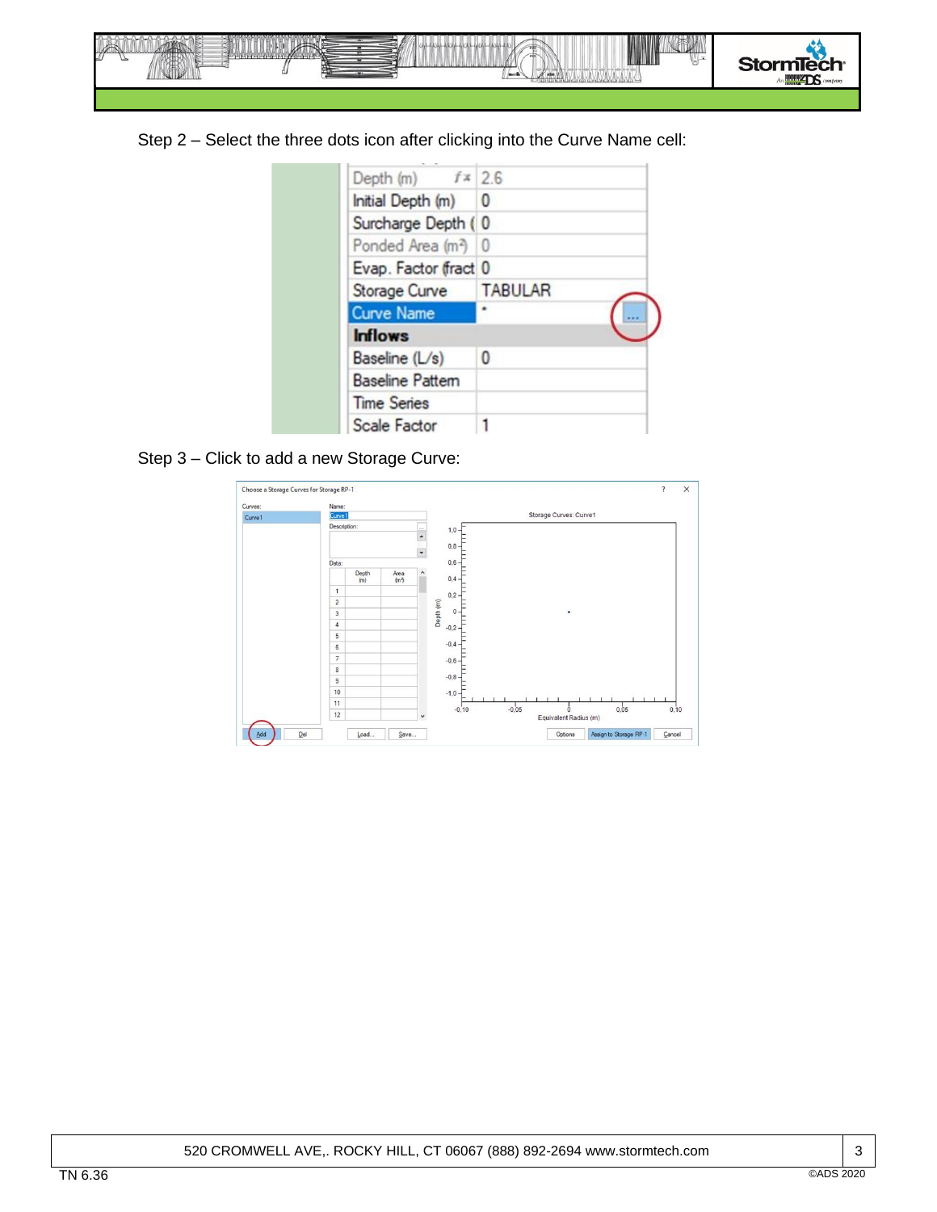Step 2 – Select the three dots icon after clicking into the Curve Name cell:

| | |
|---|---|
| Depth (m) | 2.6 |
| Initial Depth (m) | 0 |
| Surcharge Depth ( | 0 |
| Ponded Area (m²) | 0 |
| Evap. Factor (fract | 0 |
| Storage Curve | TABULAR |
| Curve Name | * |
| **Inflows** | |
| Baseline (L/s) | 0 |
| Baseline Pattern | |
| Time Series | |
| Scale Factor | 1 |

Step 3 – Click to add a new Storage Curve: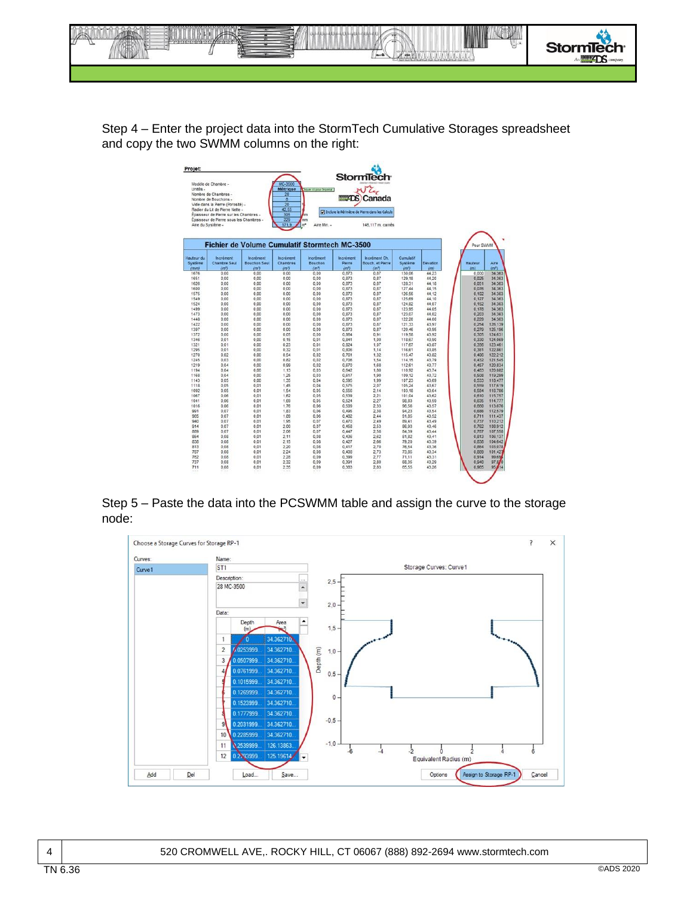Step 4 – Enter the project data into the StormTech Cumulative Storages spreadsheet and copy the two SWMM columns on the right:

Step 5 – Paste the data into the PCSWMM table and assign the curve to the storage node: